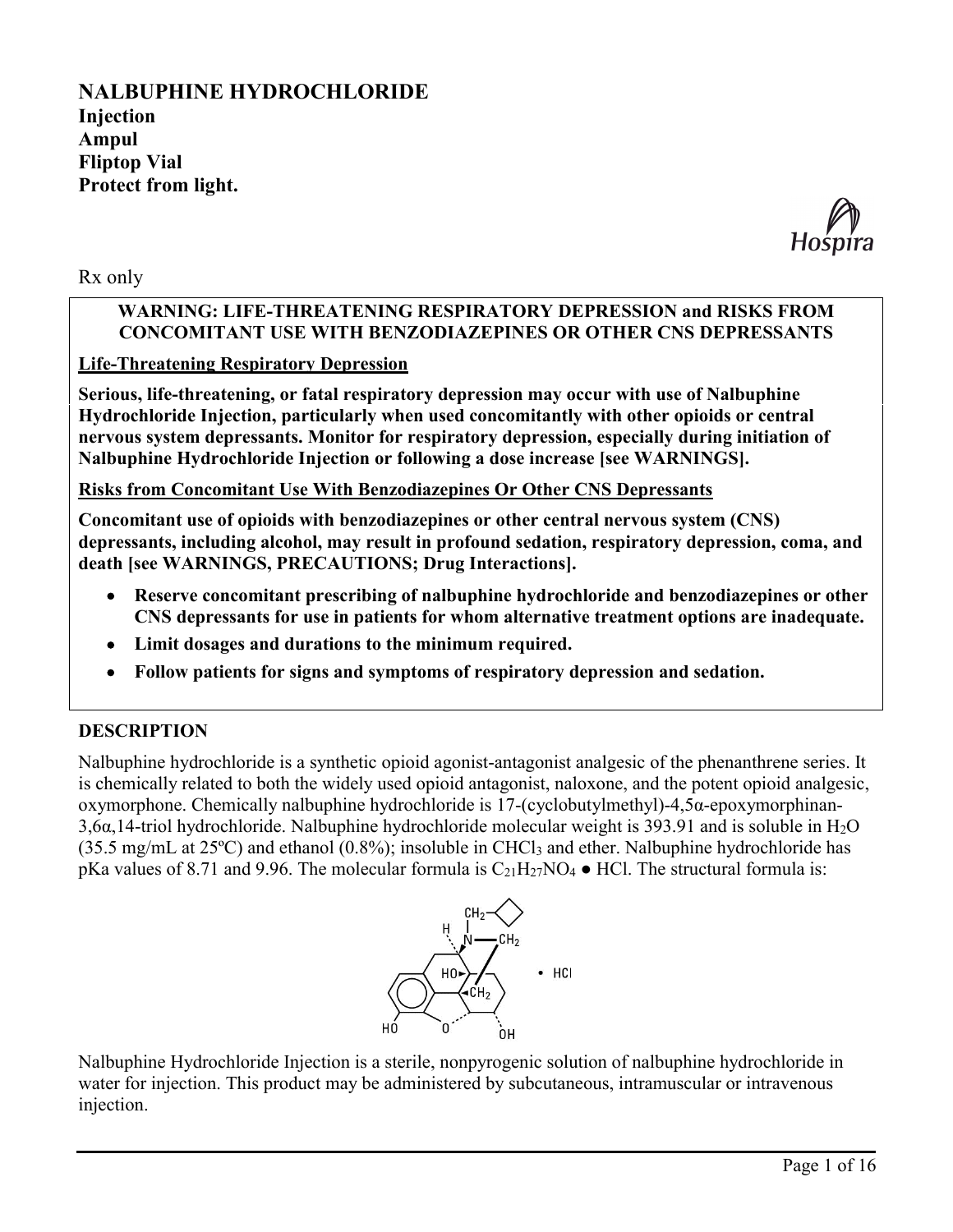# NALBUPHINE HYDROCHLORIDE

**Injection**
**Ampul**
**Fliptop Vial**
**Protect from light.**

Rx only

**WARNING: LIFE-THREATENING RESPIRATORY DEPRESSION and RISKS FROM CONCOMITANT USE WITH BENZODIAZEPINES OR OTHER CNS DEPRESSANTS**

**Life-Threatening Respiratory Depression**

**Serious, life-threatening, or fatal respiratory depression may occur with use of Nalbuphine Hydrochloride Injection, particularly when used concomitantly with other opioids or central nervous system depressants. Monitor for respiratory depression, especially during initiation of Nalbuphine Hydrochloride Injection or following a dose increase [see WARNINGS].**

**Risks from Concomitant Use With Benzodiazepines Or Other CNS Depressants**

**Concomitant use of opioids with benzodiazepines or other central nervous system (CNS) depressants, including alcohol, may result in profound sedation, respiratory depression, coma, and death [see WARNINGS, PRECAUTIONS; Drug Interactions].**

- **Reserve concomitant prescribing of nalbuphine hydrochloride and benzodiazepines or other CNS depressants for use in patients for whom alternative treatment options are inadequate.**
- **Limit dosages and durations to the minimum required.**
- **Follow patients for signs and symptoms of respiratory depression and sedation.**

## DESCRIPTION

Nalbuphine hydrochloride is a synthetic opioid agonist-antagonist analgesic of the phenanthrene series. It is chemically related to both the widely used opioid antagonist, naloxone, and the potent opioid analgesic, oxymorphone. Chemically nalbuphine hydrochloride is 17-(cyclobutylmethyl)-4,5α-epoxymorphinan-3,6α,14-triol hydrochloride. Nalbuphine hydrochloride molecular weight is 393.91 and is soluble in $H_2O$ (35.5 mg/mL at 25ºC) and ethanol (0.8%); insoluble in $CHCl_3$ and ether. Nalbuphine hydrochloride has pKa values of 8.71 and 9.96. The molecular formula is $C_{21}H_{27}NO_4$ ● HCl. The structural formula is:

Nalbuphine Hydrochloride Injection is a sterile, nonpyrogenic solution of nalbuphine hydrochloride in water for injection. This product may be administered by subcutaneous, intramuscular or intravenous injection.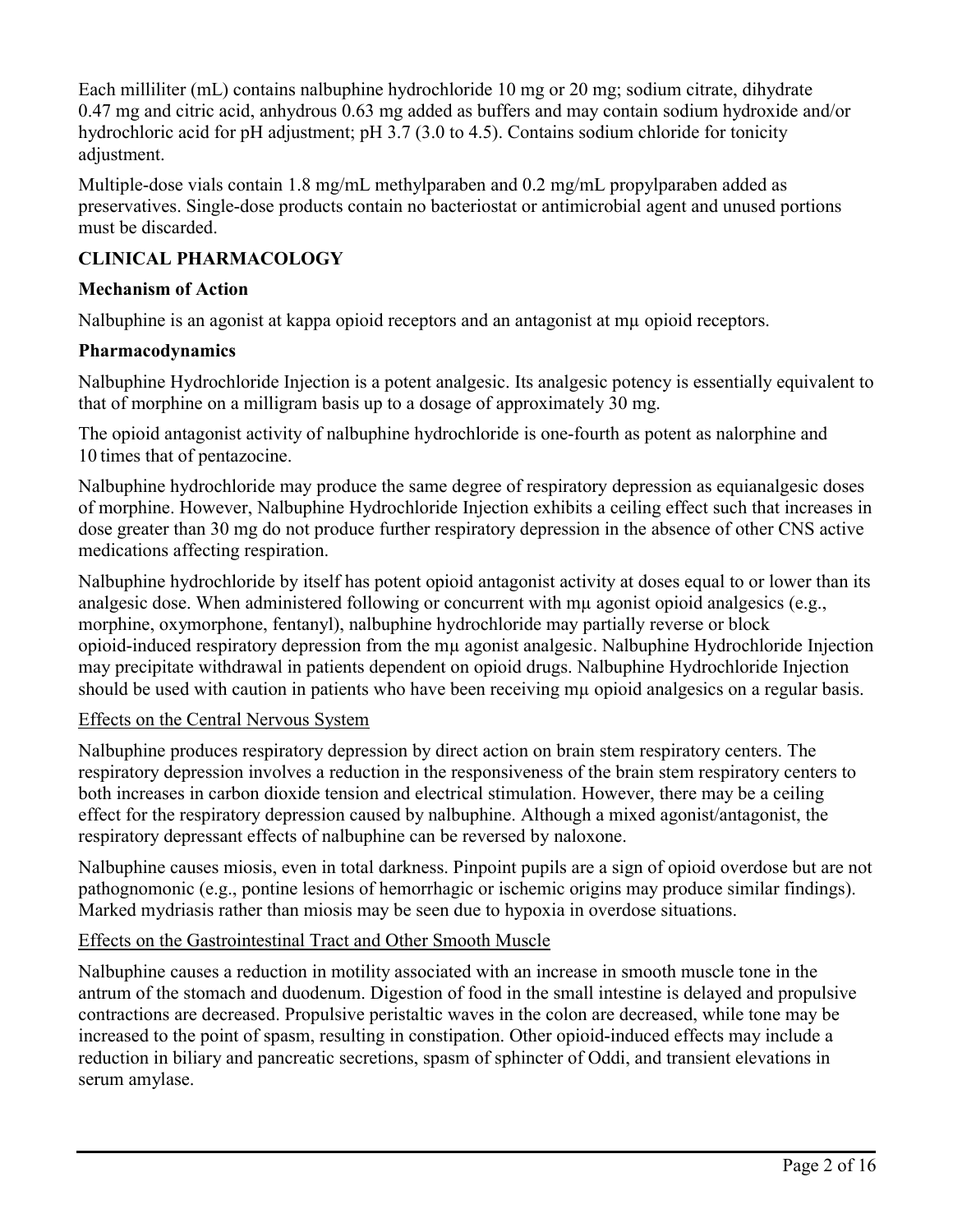Each milliliter (mL) contains nalbuphine hydrochloride 10 mg or 20 mg; sodium citrate, dihydrate 0.47 mg and citric acid, anhydrous 0.63 mg added as buffers and may contain sodium hydroxide and/or hydrochloric acid for pH adjustment; pH 3.7 (3.0 to 4.5). Contains sodium chloride for tonicity adjustment.

Multiple-dose vials contain 1.8 mg/mL methylparaben and 0.2 mg/mL propylparaben added as preservatives. Single-dose products contain no bacteriostat or antimicrobial agent and unused portions must be discarded.

## CLINICAL PHARMACOLOGY

### Mechanism of Action

Nalbuphine is an agonist at kappa opioid receptors and an antagonist at mµ opioid receptors.

### Pharmacodynamics

Nalbuphine Hydrochloride Injection is a potent analgesic. Its analgesic potency is essentially equivalent to that of morphine on a milligram basis up to a dosage of approximately 30 mg.

The opioid antagonist activity of nalbuphine hydrochloride is one-fourth as potent as nalorphine and 10 times that of pentazocine.

Nalbuphine hydrochloride may produce the same degree of respiratory depression as equianalgesic doses of morphine. However, Nalbuphine Hydrochloride Injection exhibits a ceiling effect such that increases in dose greater than 30 mg do not produce further respiratory depression in the absence of other CNS active medications affecting respiration.

Nalbuphine hydrochloride by itself has potent opioid antagonist activity at doses equal to or lower than its analgesic dose. When administered following or concurrent with mµ agonist opioid analgesics (e.g., morphine, oxymorphone, fentanyl), nalbuphine hydrochloride may partially reverse or block opioid-induced respiratory depression from the mµ agonist analgesic. Nalbuphine Hydrochloride Injection may precipitate withdrawal in patients dependent on opioid drugs. Nalbuphine Hydrochloride Injection should be used with caution in patients who have been receiving mµ opioid analgesics on a regular basis.

#### Effects on the Central Nervous System

Nalbuphine produces respiratory depression by direct action on brain stem respiratory centers. The respiratory depression involves a reduction in the responsiveness of the brain stem respiratory centers to both increases in carbon dioxide tension and electrical stimulation. However, there may be a ceiling effect for the respiratory depression caused by nalbuphine. Although a mixed agonist/antagonist, the respiratory depressant effects of nalbuphine can be reversed by naloxone.

Nalbuphine causes miosis, even in total darkness. Pinpoint pupils are a sign of opioid overdose but are not pathognomonic (e.g., pontine lesions of hemorrhagic or ischemic origins may produce similar findings). Marked mydriasis rather than miosis may be seen due to hypoxia in overdose situations.

#### Effects on the Gastrointestinal Tract and Other Smooth Muscle

Nalbuphine causes a reduction in motility associated with an increase in smooth muscle tone in the antrum of the stomach and duodenum. Digestion of food in the small intestine is delayed and propulsive contractions are decreased. Propulsive peristaltic waves in the colon are decreased, while tone may be increased to the point of spasm, resulting in constipation. Other opioid-induced effects may include a reduction in biliary and pancreatic secretions, spasm of sphincter of Oddi, and transient elevations in serum amylase.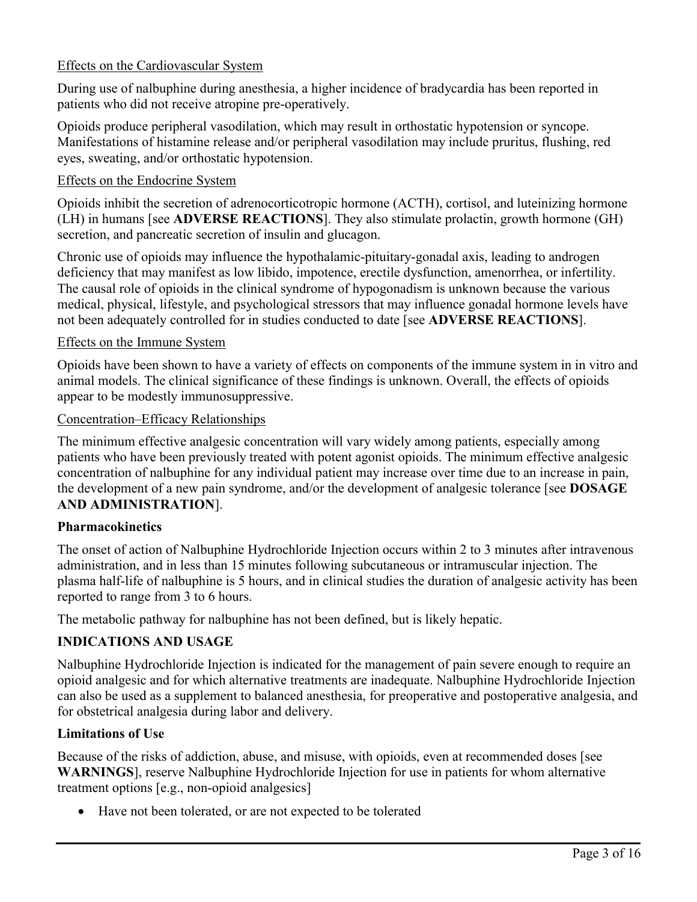Effects on the Cardiovascular System

During use of nalbuphine during anesthesia, a higher incidence of bradycardia has been reported in patients who did not receive atropine pre-operatively.

Opioids produce peripheral vasodilation, which may result in orthostatic hypotension or syncope. Manifestations of histamine release and/or peripheral vasodilation may include pruritus, flushing, red eyes, sweating, and/or orthostatic hypotension.

Effects on the Endocrine System

Opioids inhibit the secretion of adrenocorticotropic hormone (ACTH), cortisol, and luteinizing hormone (LH) in humans [see **ADVERSE REACTIONS**]. They also stimulate prolactin, growth hormone (GH) secretion, and pancreatic secretion of insulin and glucagon.

Chronic use of opioids may influence the hypothalamic-pituitary-gonadal axis, leading to androgen deficiency that may manifest as low libido, impotence, erectile dysfunction, amenorrhea, or infertility. The causal role of opioids in the clinical syndrome of hypogonadism is unknown because the various medical, physical, lifestyle, and psychological stressors that may influence gonadal hormone levels have not been adequately controlled for in studies conducted to date [see **ADVERSE REACTIONS**].

Effects on the Immune System

Opioids have been shown to have a variety of effects on components of the immune system in in vitro and animal models. The clinical significance of these findings is unknown. Overall, the effects of opioids appear to be modestly immunosuppressive.

Concentration–Efficacy Relationships

The minimum effective analgesic concentration will vary widely among patients, especially among patients who have been previously treated with potent agonist opioids. The minimum effective analgesic concentration of nalbuphine for any individual patient may increase over time due to an increase in pain, the development of a new pain syndrome, and/or the development of analgesic tolerance [see **DOSAGE AND ADMINISTRATION**].

**Pharmacokinetics**

The onset of action of Nalbuphine Hydrochloride Injection occurs within 2 to 3 minutes after intravenous administration, and in less than 15 minutes following subcutaneous or intramuscular injection. The plasma half-life of nalbuphine is 5 hours, and in clinical studies the duration of analgesic activity has been reported to range from 3 to 6 hours.

The metabolic pathway for nalbuphine has not been defined, but is likely hepatic.

## INDICATIONS AND USAGE

Nalbuphine Hydrochloride Injection is indicated for the management of pain severe enough to require an opioid analgesic and for which alternative treatments are inadequate. Nalbuphine Hydrochloride Injection can also be used as a supplement to balanced anesthesia, for preoperative and postoperative analgesia, and for obstetrical analgesia during labor and delivery.

**Limitations of Use**

Because of the risks of addiction, abuse, and misuse, with opioids, even at recommended doses [see **WARNINGS**], reserve Nalbuphine Hydrochloride Injection for use in patients for whom alternative treatment options [e.g., non-opioid analgesics]

- Have not been tolerated, or are not expected to be tolerated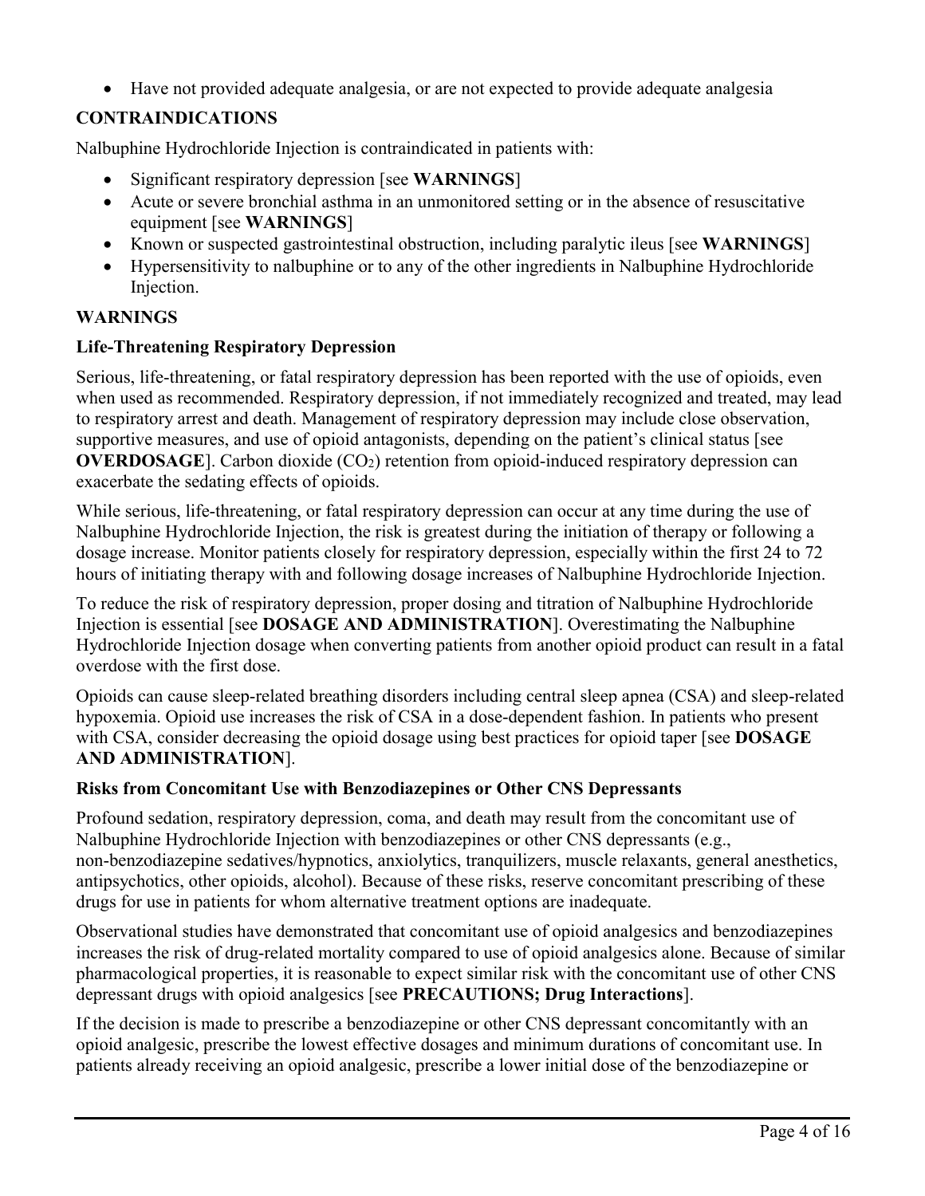- Have not provided adequate analgesia, or are not expected to provide adequate analgesia

## CONTRAINDICATIONS

Nalbuphine Hydrochloride Injection is contraindicated in patients with:

- Significant respiratory depression [see **WARNINGS**]
- Acute or severe bronchial asthma in an unmonitored setting or in the absence of resuscitative equipment [see **WARNINGS**]
- Known or suspected gastrointestinal obstruction, including paralytic ileus [see **WARNINGS**]
- Hypersensitivity to nalbuphine or to any of the other ingredients in Nalbuphine Hydrochloride Injection.

## WARNINGS

### Life-Threatening Respiratory Depression

Serious, life-threatening, or fatal respiratory depression has been reported with the use of opioids, even when used as recommended. Respiratory depression, if not immediately recognized and treated, may lead to respiratory arrest and death. Management of respiratory depression may include close observation, supportive measures, and use of opioid antagonists, depending on the patient's clinical status [see **OVERDOSAGE**]. Carbon dioxide ($CO_2$) retention from opioid-induced respiratory depression can exacerbate the sedating effects of opioids.

While serious, life-threatening, or fatal respiratory depression can occur at any time during the use of Nalbuphine Hydrochloride Injection, the risk is greatest during the initiation of therapy or following a dosage increase. Monitor patients closely for respiratory depression, especially within the first 24 to 72 hours of initiating therapy with and following dosage increases of Nalbuphine Hydrochloride Injection.

To reduce the risk of respiratory depression, proper dosing and titration of Nalbuphine Hydrochloride Injection is essential [see **DOSAGE AND ADMINISTRATION**]. Overestimating the Nalbuphine Hydrochloride Injection dosage when converting patients from another opioid product can result in a fatal overdose with the first dose.

Opioids can cause sleep-related breathing disorders including central sleep apnea (CSA) and sleep-related hypoxemia. Opioid use increases the risk of CSA in a dose-dependent fashion. In patients who present with CSA, consider decreasing the opioid dosage using best practices for opioid taper [see **DOSAGE AND ADMINISTRATION**].

### Risks from Concomitant Use with Benzodiazepines or Other CNS Depressants

Profound sedation, respiratory depression, coma, and death may result from the concomitant use of Nalbuphine Hydrochloride Injection with benzodiazepines or other CNS depressants (e.g., non-benzodiazepine sedatives/hypnotics, anxiolytics, tranquilizers, muscle relaxants, general anesthetics, antipsychotics, other opioids, alcohol). Because of these risks, reserve concomitant prescribing of these drugs for use in patients for whom alternative treatment options are inadequate.

Observational studies have demonstrated that concomitant use of opioid analgesics and benzodiazepines increases the risk of drug-related mortality compared to use of opioid analgesics alone. Because of similar pharmacological properties, it is reasonable to expect similar risk with the concomitant use of other CNS depressant drugs with opioid analgesics [see **PRECAUTIONS; Drug Interactions**].

If the decision is made to prescribe a benzodiazepine or other CNS depressant concomitantly with an opioid analgesic, prescribe the lowest effective dosages and minimum durations of concomitant use. In patients already receiving an opioid analgesic, prescribe a lower initial dose of the benzodiazepine or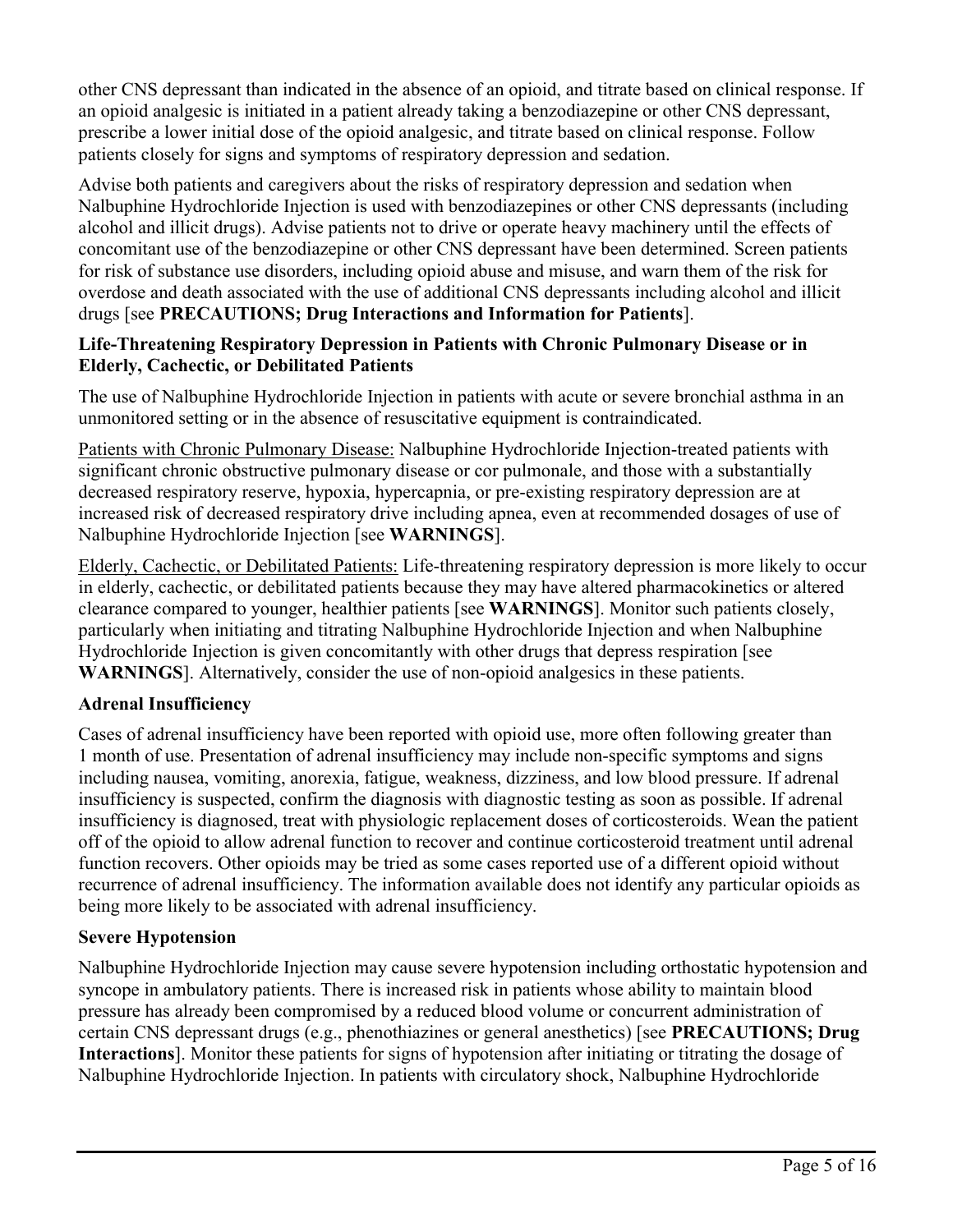other CNS depressant than indicated in the absence of an opioid, and titrate based on clinical response. If an opioid analgesic is initiated in a patient already taking a benzodiazepine or other CNS depressant, prescribe a lower initial dose of the opioid analgesic, and titrate based on clinical response. Follow patients closely for signs and symptoms of respiratory depression and sedation.

Advise both patients and caregivers about the risks of respiratory depression and sedation when Nalbuphine Hydrochloride Injection is used with benzodiazepines or other CNS depressants (including alcohol and illicit drugs). Advise patients not to drive or operate heavy machinery until the effects of concomitant use of the benzodiazepine or other CNS depressant have been determined. Screen patients for risk of substance use disorders, including opioid abuse and misuse, and warn them of the risk for overdose and death associated with the use of additional CNS depressants including alcohol and illicit drugs [see **PRECAUTIONS; Drug Interactions and Information for Patients**].

**Life-Threatening Respiratory Depression in Patients with Chronic Pulmonary Disease or in Elderly, Cachectic, or Debilitated Patients**

The use of Nalbuphine Hydrochloride Injection in patients with acute or severe bronchial asthma in an unmonitored setting or in the absence of resuscitative equipment is contraindicated.

<u>Patients with Chronic Pulmonary Disease:</u> Nalbuphine Hydrochloride Injection-treated patients with significant chronic obstructive pulmonary disease or cor pulmonale, and those with a substantially decreased respiratory reserve, hypoxia, hypercapnia, or pre-existing respiratory depression are at increased risk of decreased respiratory drive including apnea, even at recommended dosages of use of Nalbuphine Hydrochloride Injection [see **WARNINGS**].

<u>Elderly, Cachectic, or Debilitated Patients:</u> Life-threatening respiratory depression is more likely to occur in elderly, cachectic, or debilitated patients because they may have altered pharmacokinetics or altered clearance compared to younger, healthier patients [see **WARNINGS**]. Monitor such patients closely, particularly when initiating and titrating Nalbuphine Hydrochloride Injection and when Nalbuphine Hydrochloride Injection is given concomitantly with other drugs that depress respiration [see **WARNINGS**]. Alternatively, consider the use of non-opioid analgesics in these patients.

**Adrenal Insufficiency**

Cases of adrenal insufficiency have been reported with opioid use, more often following greater than 1 month of use. Presentation of adrenal insufficiency may include non-specific symptoms and signs including nausea, vomiting, anorexia, fatigue, weakness, dizziness, and low blood pressure. If adrenal insufficiency is suspected, confirm the diagnosis with diagnostic testing as soon as possible. If adrenal insufficiency is diagnosed, treat with physiologic replacement doses of corticosteroids. Wean the patient off of the opioid to allow adrenal function to recover and continue corticosteroid treatment until adrenal function recovers. Other opioids may be tried as some cases reported use of a different opioid without recurrence of adrenal insufficiency. The information available does not identify any particular opioids as being more likely to be associated with adrenal insufficiency.

**Severe Hypotension**

Nalbuphine Hydrochloride Injection may cause severe hypotension including orthostatic hypotension and syncope in ambulatory patients. There is increased risk in patients whose ability to maintain blood pressure has already been compromised by a reduced blood volume or concurrent administration of certain CNS depressant drugs (e.g., phenothiazines or general anesthetics) [see **PRECAUTIONS; Drug Interactions**]. Monitor these patients for signs of hypotension after initiating or titrating the dosage of Nalbuphine Hydrochloride Injection. In patients with circulatory shock, Nalbuphine Hydrochloride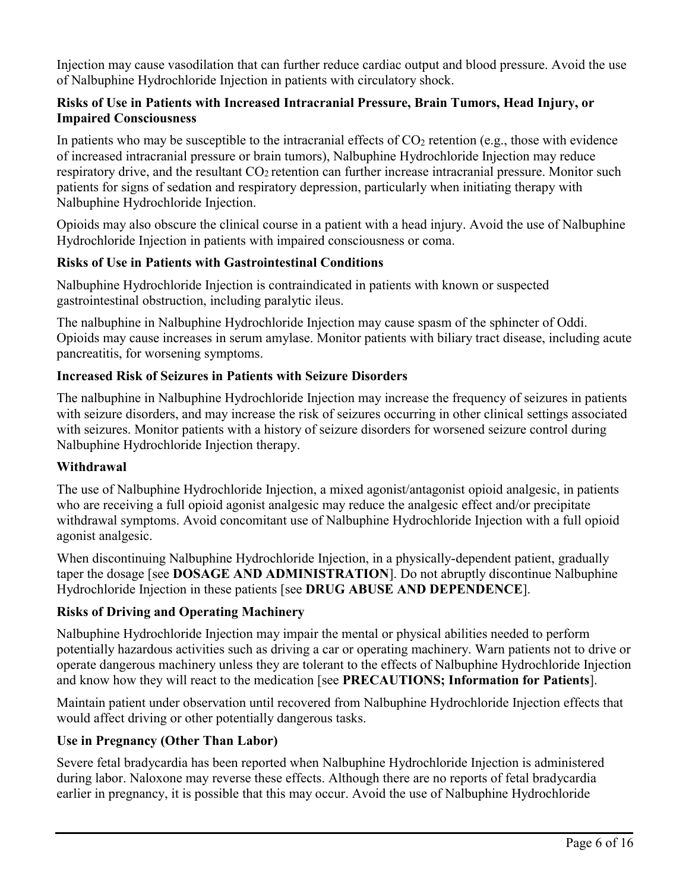Injection may cause vasodilation that can further reduce cardiac output and blood pressure. Avoid the use of Nalbuphine Hydrochloride Injection in patients with circulatory shock.

**Risks of Use in Patients with Increased Intracranial Pressure, Brain Tumors, Head Injury, or Impaired Consciousness**

In patients who may be susceptible to the intracranial effects of $CO_2$ retention (e.g., those with evidence of increased intracranial pressure or brain tumors), Nalbuphine Hydrochloride Injection may reduce respiratory drive, and the resultant $CO_2$ retention can further increase intracranial pressure. Monitor such patients for signs of sedation and respiratory depression, particularly when initiating therapy with Nalbuphine Hydrochloride Injection.

Opioids may also obscure the clinical course in a patient with a head injury. Avoid the use of Nalbuphine Hydrochloride Injection in patients with impaired consciousness or coma.

**Risks of Use in Patients with Gastrointestinal Conditions**

Nalbuphine Hydrochloride Injection is contraindicated in patients with known or suspected gastrointestinal obstruction, including paralytic ileus.

The nalbuphine in Nalbuphine Hydrochloride Injection may cause spasm of the sphincter of Oddi. Opioids may cause increases in serum amylase. Monitor patients with biliary tract disease, including acute pancreatitis, for worsening symptoms.

**Increased Risk of Seizures in Patients with Seizure Disorders**

The nalbuphine in Nalbuphine Hydrochloride Injection may increase the frequency of seizures in patients with seizure disorders, and may increase the risk of seizures occurring in other clinical settings associated with seizures. Monitor patients with a history of seizure disorders for worsened seizure control during Nalbuphine Hydrochloride Injection therapy.

**Withdrawal**

The use of Nalbuphine Hydrochloride Injection, a mixed agonist/antagonist opioid analgesic, in patients who are receiving a full opioid agonist analgesic may reduce the analgesic effect and/or precipitate withdrawal symptoms. Avoid concomitant use of Nalbuphine Hydrochloride Injection with a full opioid agonist analgesic.

When discontinuing Nalbuphine Hydrochloride Injection, in a physically-dependent patient, gradually taper the dosage [see **DOSAGE AND ADMINISTRATION**]. Do not abruptly discontinue Nalbuphine Hydrochloride Injection in these patients [see **DRUG ABUSE AND DEPENDENCE**].

**Risks of Driving and Operating Machinery**

Nalbuphine Hydrochloride Injection may impair the mental or physical abilities needed to perform potentially hazardous activities such as driving a car or operating machinery. Warn patients not to drive or operate dangerous machinery unless they are tolerant to the effects of Nalbuphine Hydrochloride Injection and know how they will react to the medication [see **PRECAUTIONS; Information for Patients**].

Maintain patient under observation until recovered from Nalbuphine Hydrochloride Injection effects that would affect driving or other potentially dangerous tasks.

**Use in Pregnancy (Other Than Labor)**

Severe fetal bradycardia has been reported when Nalbuphine Hydrochloride Injection is administered during labor. Naloxone may reverse these effects. Although there are no reports of fetal bradycardia earlier in pregnancy, it is possible that this may occur. Avoid the use of Nalbuphine Hydrochloride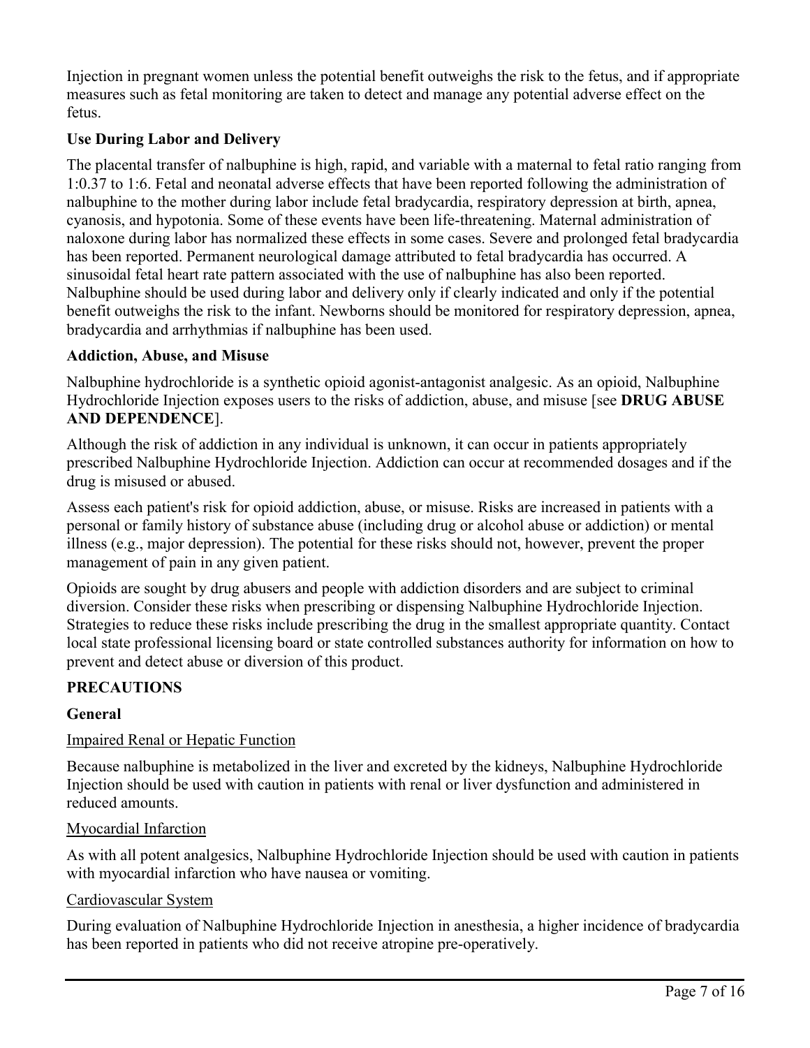Injection in pregnant women unless the potential benefit outweighs the risk to the fetus, and if appropriate measures such as fetal monitoring are taken to detect and manage any potential adverse effect on the fetus.

**Use During Labor and Delivery**

The placental transfer of nalbuphine is high, rapid, and variable with a maternal to fetal ratio ranging from 1:0.37 to 1:6. Fetal and neonatal adverse effects that have been reported following the administration of nalbuphine to the mother during labor include fetal bradycardia, respiratory depression at birth, apnea, cyanosis, and hypotonia. Some of these events have been life-threatening. Maternal administration of naloxone during labor has normalized these effects in some cases. Severe and prolonged fetal bradycardia has been reported. Permanent neurological damage attributed to fetal bradycardia has occurred. A sinusoidal fetal heart rate pattern associated with the use of nalbuphine has also been reported. Nalbuphine should be used during labor and delivery only if clearly indicated and only if the potential benefit outweighs the risk to the infant. Newborns should be monitored for respiratory depression, apnea, bradycardia and arrhythmias if nalbuphine has been used.

**Addiction, Abuse, and Misuse**

Nalbuphine hydrochloride is a synthetic opioid agonist-antagonist analgesic. As an opioid, Nalbuphine Hydrochloride Injection exposes users to the risks of addiction, abuse, and misuse [see **DRUG ABUSE AND DEPENDENCE**].

Although the risk of addiction in any individual is unknown, it can occur in patients appropriately prescribed Nalbuphine Hydrochloride Injection. Addiction can occur at recommended dosages and if the drug is misused or abused.

Assess each patient's risk for opioid addiction, abuse, or misuse. Risks are increased in patients with a personal or family history of substance abuse (including drug or alcohol abuse or addiction) or mental illness (e.g., major depression). The potential for these risks should not, however, prevent the proper management of pain in any given patient.

Opioids are sought by drug abusers and people with addiction disorders and are subject to criminal diversion. Consider these risks when prescribing or dispensing Nalbuphine Hydrochloride Injection. Strategies to reduce these risks include prescribing the drug in the smallest appropriate quantity. Contact local state professional licensing board or state controlled substances authority for information on how to prevent and detect abuse or diversion of this product.

## PRECAUTIONS

### General

Impaired Renal or Hepatic Function

Because nalbuphine is metabolized in the liver and excreted by the kidneys, Nalbuphine Hydrochloride Injection should be used with caution in patients with renal or liver dysfunction and administered in reduced amounts.

Myocardial Infarction

As with all potent analgesics, Nalbuphine Hydrochloride Injection should be used with caution in patients with myocardial infarction who have nausea or vomiting.

Cardiovascular System

During evaluation of Nalbuphine Hydrochloride Injection in anesthesia, a higher incidence of bradycardia has been reported in patients who did not receive atropine pre-operatively.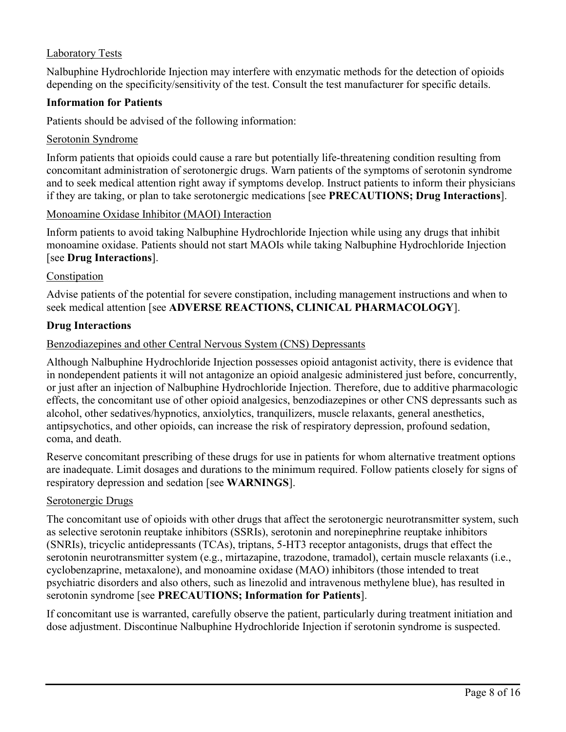Laboratory Tests

Nalbuphine Hydrochloride Injection may interfere with enzymatic methods for the detection of opioids depending on the specificity/sensitivity of the test. Consult the test manufacturer for specific details.

**Information for Patients**

Patients should be advised of the following information:

Serotonin Syndrome

Inform patients that opioids could cause a rare but potentially life-threatening condition resulting from concomitant administration of serotonergic drugs. Warn patients of the symptoms of serotonin syndrome and to seek medical attention right away if symptoms develop. Instruct patients to inform their physicians if they are taking, or plan to take serotonergic medications [see **PRECAUTIONS; Drug Interactions**].

Monoamine Oxidase Inhibitor (MAOI) Interaction

Inform patients to avoid taking Nalbuphine Hydrochloride Injection while using any drugs that inhibit monoamine oxidase. Patients should not start MAOIs while taking Nalbuphine Hydrochloride Injection [see **Drug Interactions**].

Constipation

Advise patients of the potential for severe constipation, including management instructions and when to seek medical attention [see **ADVERSE REACTIONS, CLINICAL PHARMACOLOGY**].

**Drug Interactions**

Benzodiazepines and other Central Nervous System (CNS) Depressants

Although Nalbuphine Hydrochloride Injection possesses opioid antagonist activity, there is evidence that in nondependent patients it will not antagonize an opioid analgesic administered just before, concurrently, or just after an injection of Nalbuphine Hydrochloride Injection. Therefore, due to additive pharmacologic effects, the concomitant use of other opioid analgesics, benzodiazepines or other CNS depressants such as alcohol, other sedatives/hypnotics, anxiolytics, tranquilizers, muscle relaxants, general anesthetics, antipsychotics, and other opioids, can increase the risk of respiratory depression, profound sedation, coma, and death.

Reserve concomitant prescribing of these drugs for use in patients for whom alternative treatment options are inadequate. Limit dosages and durations to the minimum required. Follow patients closely for signs of respiratory depression and sedation [see **WARNINGS**].

Serotonergic Drugs

The concomitant use of opioids with other drugs that affect the serotonergic neurotransmitter system, such as selective serotonin reuptake inhibitors (SSRIs), serotonin and norepinephrine reuptake inhibitors (SNRIs), tricyclic antidepressants (TCAs), triptans, 5-HT3 receptor antagonists, drugs that effect the serotonin neurotransmitter system (e.g., mirtazapine, trazodone, tramadol), certain muscle relaxants (i.e., cyclobenzaprine, metaxalone), and monoamine oxidase (MAO) inhibitors (those intended to treat psychiatric disorders and also others, such as linezolid and intravenous methylene blue), has resulted in serotonin syndrome [see **PRECAUTIONS; Information for Patients**].

If concomitant use is warranted, carefully observe the patient, particularly during treatment initiation and dose adjustment. Discontinue Nalbuphine Hydrochloride Injection if serotonin syndrome is suspected.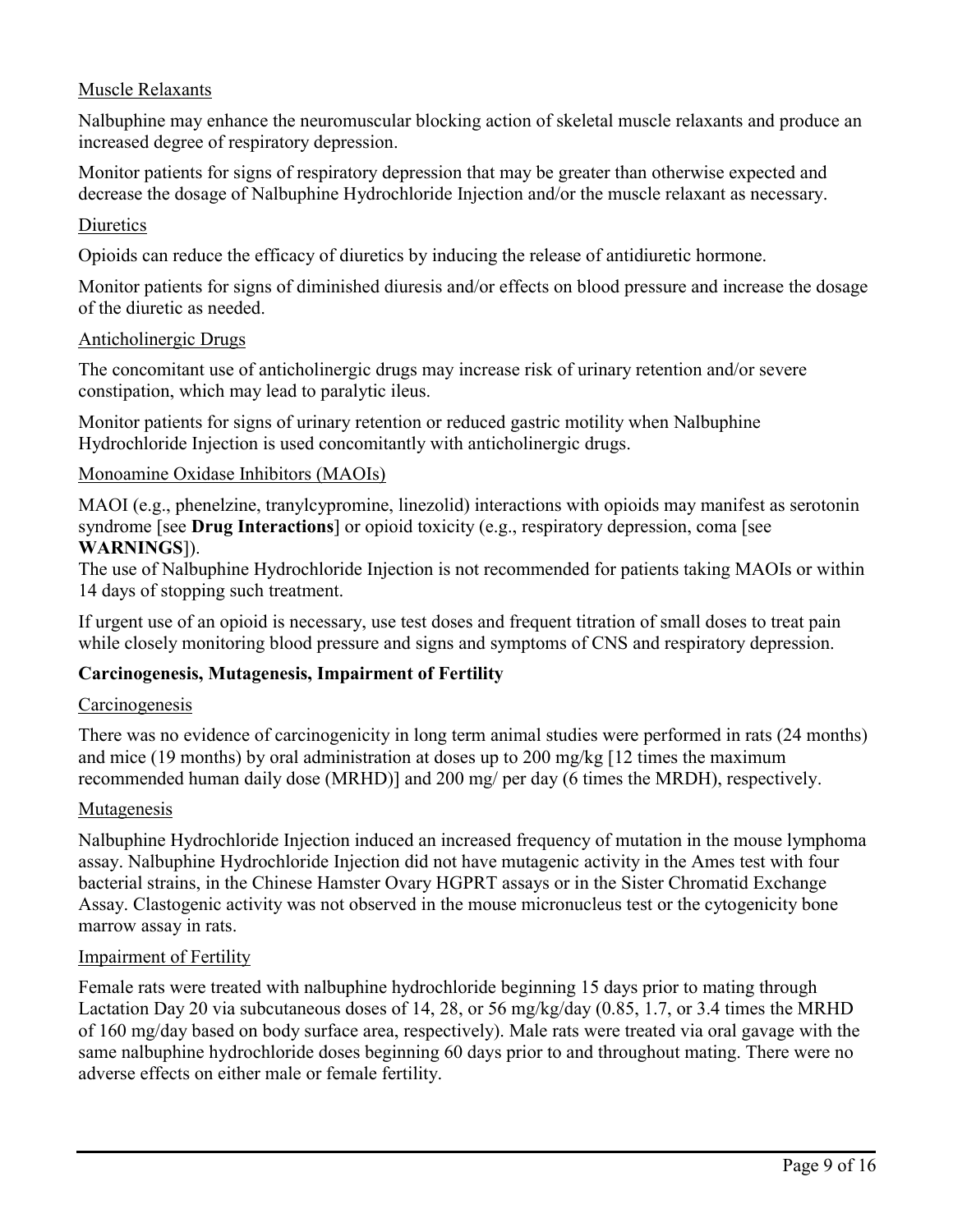Muscle Relaxants

Nalbuphine may enhance the neuromuscular blocking action of skeletal muscle relaxants and produce an increased degree of respiratory depression.

Monitor patients for signs of respiratory depression that may be greater than otherwise expected and decrease the dosage of Nalbuphine Hydrochloride Injection and/or the muscle relaxant as necessary.

Diuretics

Opioids can reduce the efficacy of diuretics by inducing the release of antidiuretic hormone.

Monitor patients for signs of diminished diuresis and/or effects on blood pressure and increase the dosage of the diuretic as needed.

Anticholinergic Drugs

The concomitant use of anticholinergic drugs may increase risk of urinary retention and/or severe constipation, which may lead to paralytic ileus.

Monitor patients for signs of urinary retention or reduced gastric motility when Nalbuphine Hydrochloride Injection is used concomitantly with anticholinergic drugs.

Monoamine Oxidase Inhibitors (MAOIs)

MAOI (e.g., phenelzine, tranylcypromine, linezolid) interactions with opioids may manifest as serotonin syndrome [see **Drug Interactions**] or opioid toxicity (e.g., respiratory depression, coma [see **WARNINGS**]).
The use of Nalbuphine Hydrochloride Injection is not recommended for patients taking MAOIs or within 14 days of stopping such treatment.

If urgent use of an opioid is necessary, use test doses and frequent titration of small doses to treat pain while closely monitoring blood pressure and signs and symptoms of CNS and respiratory depression.

**Carcinogenesis, Mutagenesis, Impairment of Fertility**

Carcinogenesis

There was no evidence of carcinogenicity in long term animal studies were performed in rats (24 months) and mice (19 months) by oral administration at doses up to 200 mg/kg [12 times the maximum recommended human daily dose (MRHD)] and 200 mg/ per day (6 times the MRDH), respectively.

Mutagenesis

Nalbuphine Hydrochloride Injection induced an increased frequency of mutation in the mouse lymphoma assay. Nalbuphine Hydrochloride Injection did not have mutagenic activity in the Ames test with four bacterial strains, in the Chinese Hamster Ovary HGPRT assays or in the Sister Chromatid Exchange Assay. Clastogenic activity was not observed in the mouse micronucleus test or the cytogenicity bone marrow assay in rats.

Impairment of Fertility

Female rats were treated with nalbuphine hydrochloride beginning 15 days prior to mating through Lactation Day 20 via subcutaneous doses of 14, 28, or 56 mg/kg/day (0.85, 1.7, or 3.4 times the MRHD of 160 mg/day based on body surface area, respectively). Male rats were treated via oral gavage with the same nalbuphine hydrochloride doses beginning 60 days prior to and throughout mating. There were no adverse effects on either male or female fertility.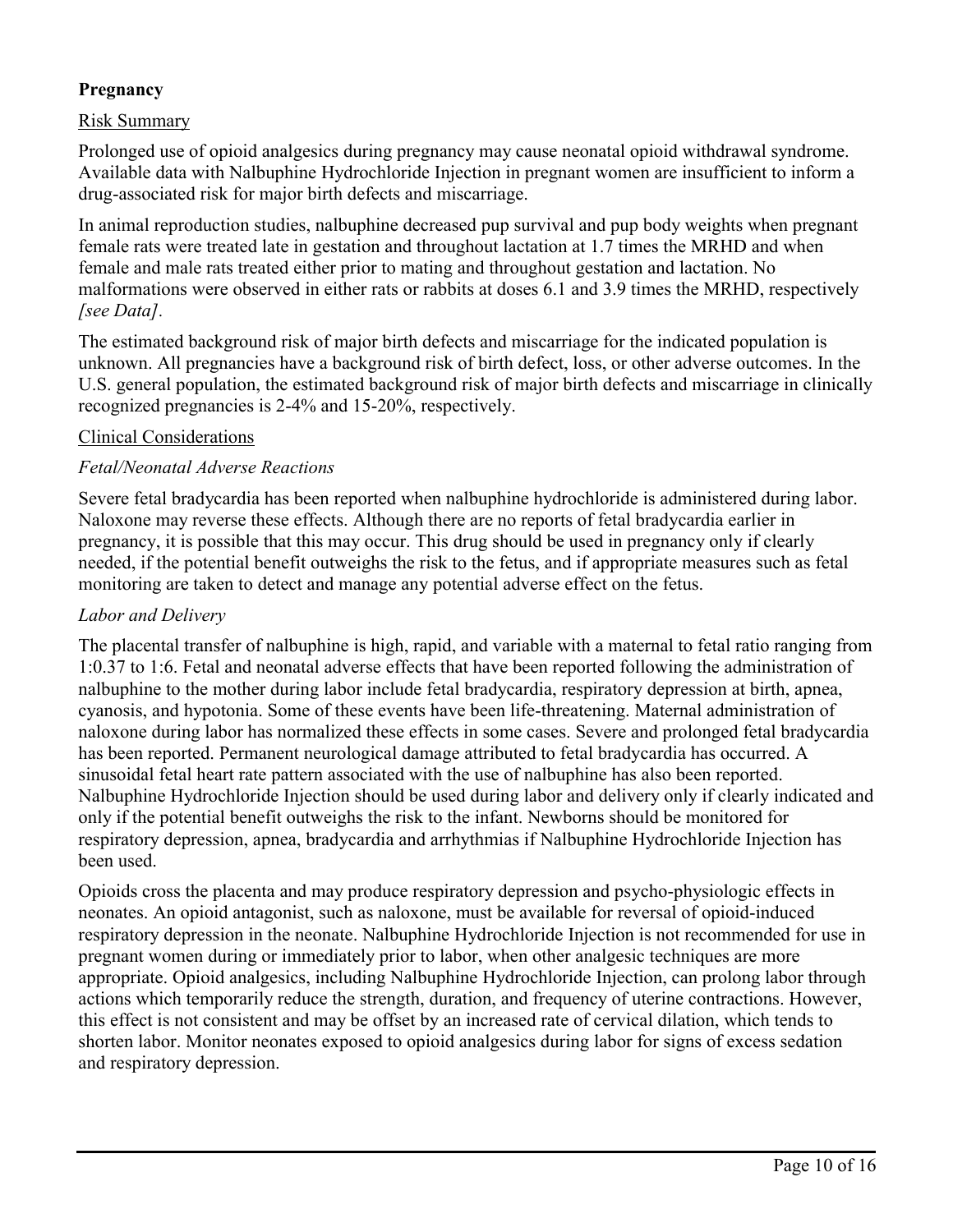## Pregnancy

Risk Summary

Prolonged use of opioid analgesics during pregnancy may cause neonatal opioid withdrawal syndrome. Available data with Nalbuphine Hydrochloride Injection in pregnant women are insufficient to inform a drug-associated risk for major birth defects and miscarriage.

In animal reproduction studies, nalbuphine decreased pup survival and pup body weights when pregnant female rats were treated late in gestation and throughout lactation at 1.7 times the MRHD and when female and male rats treated either prior to mating and throughout gestation and lactation. No malformations were observed in either rats or rabbits at doses 6.1 and 3.9 times the MRHD, respectively *[see Data]*.

The estimated background risk of major birth defects and miscarriage for the indicated population is unknown. All pregnancies have a background risk of birth defect, loss, or other adverse outcomes. In the U.S. general population, the estimated background risk of major birth defects and miscarriage in clinically recognized pregnancies is 2-4% and 15-20%, respectively.

Clinical Considerations

*Fetal/Neonatal Adverse Reactions*

Severe fetal bradycardia has been reported when nalbuphine hydrochloride is administered during labor. Naloxone may reverse these effects. Although there are no reports of fetal bradycardia earlier in pregnancy, it is possible that this may occur. This drug should be used in pregnancy only if clearly needed, if the potential benefit outweighs the risk to the fetus, and if appropriate measures such as fetal monitoring are taken to detect and manage any potential adverse effect on the fetus.

*Labor and Delivery*

The placental transfer of nalbuphine is high, rapid, and variable with a maternal to fetal ratio ranging from 1:0.37 to 1:6. Fetal and neonatal adverse effects that have been reported following the administration of nalbuphine to the mother during labor include fetal bradycardia, respiratory depression at birth, apnea, cyanosis, and hypotonia. Some of these events have been life-threatening. Maternal administration of naloxone during labor has normalized these effects in some cases. Severe and prolonged fetal bradycardia has been reported. Permanent neurological damage attributed to fetal bradycardia has occurred. A sinusoidal fetal heart rate pattern associated with the use of nalbuphine has also been reported. Nalbuphine Hydrochloride Injection should be used during labor and delivery only if clearly indicated and only if the potential benefit outweighs the risk to the infant. Newborns should be monitored for respiratory depression, apnea, bradycardia and arrhythmias if Nalbuphine Hydrochloride Injection has been used.

Opioids cross the placenta and may produce respiratory depression and psycho-physiologic effects in neonates. An opioid antagonist, such as naloxone, must be available for reversal of opioid-induced respiratory depression in the neonate. Nalbuphine Hydrochloride Injection is not recommended for use in pregnant women during or immediately prior to labor, when other analgesic techniques are more appropriate. Opioid analgesics, including Nalbuphine Hydrochloride Injection, can prolong labor through actions which temporarily reduce the strength, duration, and frequency of uterine contractions. However, this effect is not consistent and may be offset by an increased rate of cervical dilation, which tends to shorten labor. Monitor neonates exposed to opioid analgesics during labor for signs of excess sedation and respiratory depression.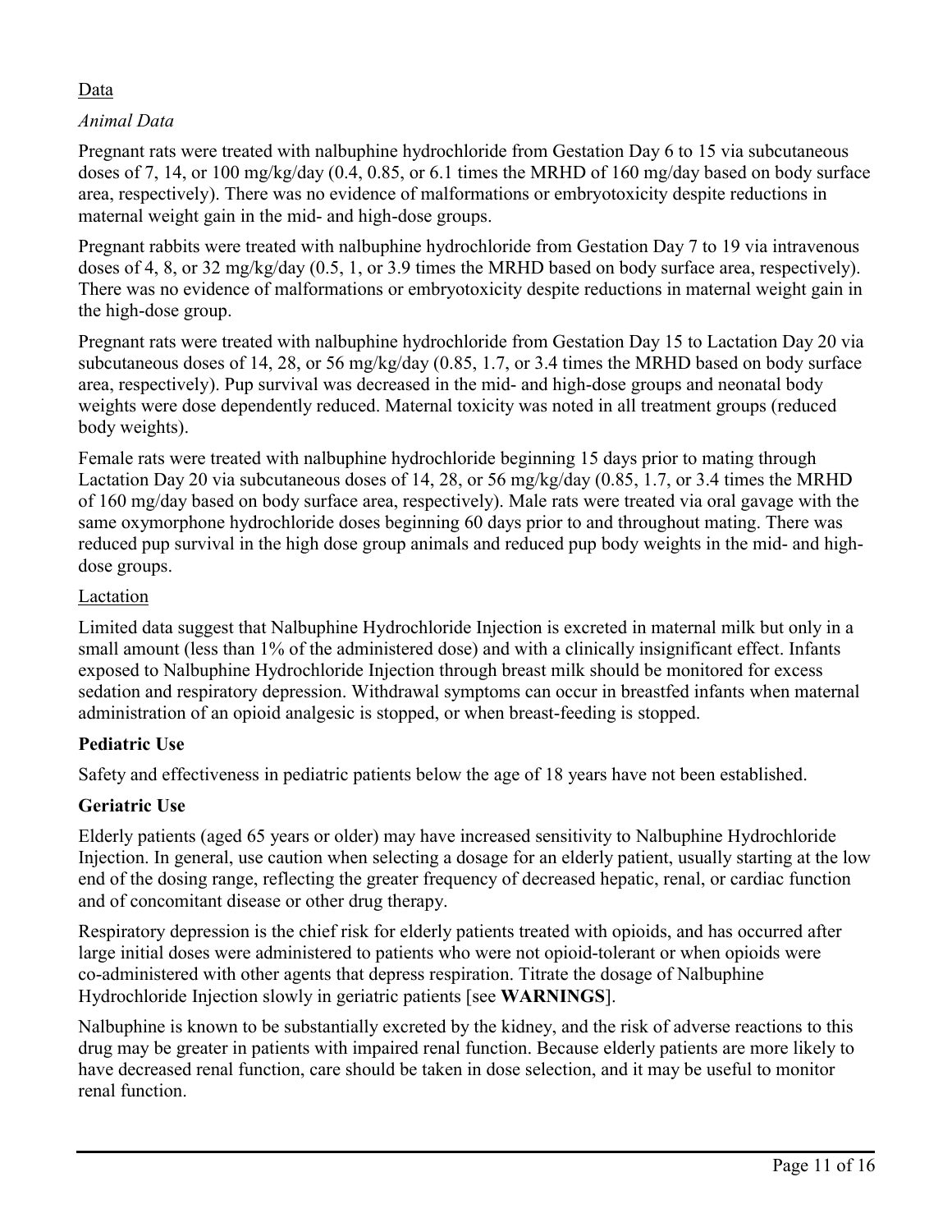Data

*Animal Data*

Pregnant rats were treated with nalbuphine hydrochloride from Gestation Day 6 to 15 via subcutaneous doses of 7, 14, or 100 mg/kg/day (0.4, 0.85, or 6.1 times the MRHD of 160 mg/day based on body surface area, respectively). There was no evidence of malformations or embryotoxicity despite reductions in maternal weight gain in the mid- and high-dose groups.

Pregnant rabbits were treated with nalbuphine hydrochloride from Gestation Day 7 to 19 via intravenous doses of 4, 8, or 32 mg/kg/day (0.5, 1, or 3.9 times the MRHD based on body surface area, respectively). There was no evidence of malformations or embryotoxicity despite reductions in maternal weight gain in the high-dose group.

Pregnant rats were treated with nalbuphine hydrochloride from Gestation Day 15 to Lactation Day 20 via subcutaneous doses of 14, 28, or 56 mg/kg/day (0.85, 1.7, or 3.4 times the MRHD based on body surface area, respectively). Pup survival was decreased in the mid- and high-dose groups and neonatal body weights were dose dependently reduced. Maternal toxicity was noted in all treatment groups (reduced body weights).

Female rats were treated with nalbuphine hydrochloride beginning 15 days prior to mating through Lactation Day 20 via subcutaneous doses of 14, 28, or 56 mg/kg/day (0.85, 1.7, or 3.4 times the MRHD of 160 mg/day based on body surface area, respectively). Male rats were treated via oral gavage with the same oxymorphone hydrochloride doses beginning 60 days prior to and throughout mating. There was reduced pup survival in the high dose group animals and reduced pup body weights in the mid- and high-dose groups.

Lactation

Limited data suggest that Nalbuphine Hydrochloride Injection is excreted in maternal milk but only in a small amount (less than 1% of the administered dose) and with a clinically insignificant effect. Infants exposed to Nalbuphine Hydrochloride Injection through breast milk should be monitored for excess sedation and respiratory depression. Withdrawal symptoms can occur in breastfed infants when maternal administration of an opioid analgesic is stopped, or when breast-feeding is stopped.

**Pediatric Use**

Safety and effectiveness in pediatric patients below the age of 18 years have not been established.

**Geriatric Use**

Elderly patients (aged 65 years or older) may have increased sensitivity to Nalbuphine Hydrochloride Injection. In general, use caution when selecting a dosage for an elderly patient, usually starting at the low end of the dosing range, reflecting the greater frequency of decreased hepatic, renal, or cardiac function and of concomitant disease or other drug therapy.

Respiratory depression is the chief risk for elderly patients treated with opioids, and has occurred after large initial doses were administered to patients who were not opioid-tolerant or when opioids were co-administered with other agents that depress respiration. Titrate the dosage of Nalbuphine Hydrochloride Injection slowly in geriatric patients [see **WARNINGS**].

Nalbuphine is known to be substantially excreted by the kidney, and the risk of adverse reactions to this drug may be greater in patients with impaired renal function. Because elderly patients are more likely to have decreased renal function, care should be taken in dose selection, and it may be useful to monitor renal function.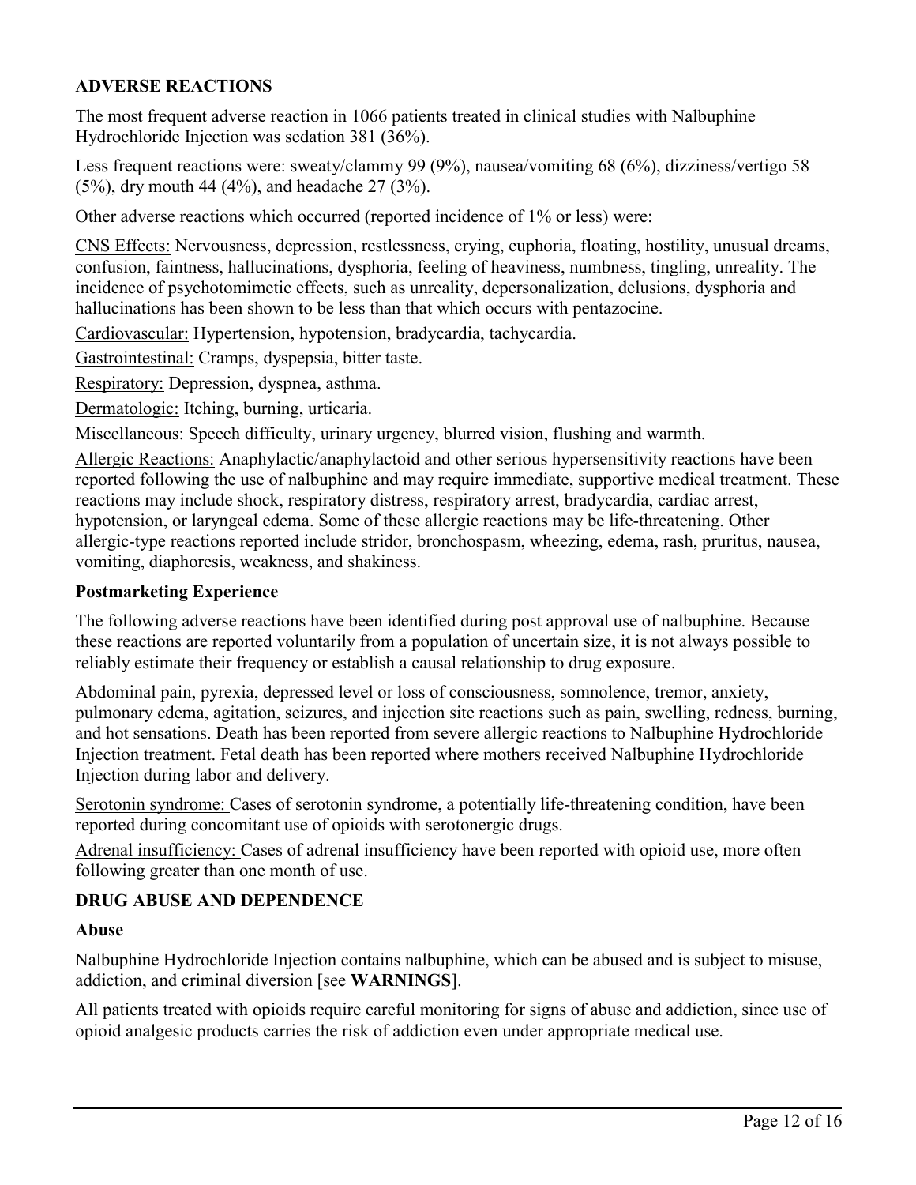## ADVERSE REACTIONS

The most frequent adverse reaction in 1066 patients treated in clinical studies with Nalbuphine Hydrochloride Injection was sedation 381 (36%).

Less frequent reactions were: sweaty/clammy 99 (9%), nausea/vomiting 68 (6%), dizziness/vertigo 58 (5%), dry mouth 44 (4%), and headache 27 (3%).

Other adverse reactions which occurred (reported incidence of 1% or less) were:

<u>CNS Effects:</u> Nervousness, depression, restlessness, crying, euphoria, floating, hostility, unusual dreams, confusion, faintness, hallucinations, dysphoria, feeling of heaviness, numbness, tingling, unreality. The incidence of psychotomimetic effects, such as unreality, depersonalization, delusions, dysphoria and hallucinations has been shown to be less than that which occurs with pentazocine.

<u>Cardiovascular:</u> Hypertension, hypotension, bradycardia, tachycardia.

<u>Gastrointestinal:</u> Cramps, dyspepsia, bitter taste.

<u>Respiratory:</u> Depression, dyspnea, asthma.

<u>Dermatologic:</u> Itching, burning, urticaria.

<u>Miscellaneous:</u> Speech difficulty, urinary urgency, blurred vision, flushing and warmth.

<u>Allergic Reactions:</u> Anaphylactic/anaphylactoid and other serious hypersensitivity reactions have been reported following the use of nalbuphine and may require immediate, supportive medical treatment. These reactions may include shock, respiratory distress, respiratory arrest, bradycardia, cardiac arrest, hypotension, or laryngeal edema. Some of these allergic reactions may be life-threatening. Other allergic-type reactions reported include stridor, bronchospasm, wheezing, edema, rash, pruritus, nausea, vomiting, diaphoresis, weakness, and shakiness.

### Postmarketing Experience

The following adverse reactions have been identified during post approval use of nalbuphine. Because these reactions are reported voluntarily from a population of uncertain size, it is not always possible to reliably estimate their frequency or establish a causal relationship to drug exposure.

Abdominal pain, pyrexia, depressed level or loss of consciousness, somnolence, tremor, anxiety, pulmonary edema, agitation, seizures, and injection site reactions such as pain, swelling, redness, burning, and hot sensations. Death has been reported from severe allergic reactions to Nalbuphine Hydrochloride Injection treatment. Fetal death has been reported where mothers received Nalbuphine Hydrochloride Injection during labor and delivery.

<u>Serotonin syndrome:</u> Cases of serotonin syndrome, a potentially life-threatening condition, have been reported during concomitant use of opioids with serotonergic drugs.

<u>Adrenal insufficiency:</u> Cases of adrenal insufficiency have been reported with opioid use, more often following greater than one month of use.

## DRUG ABUSE AND DEPENDENCE

### Abuse

Nalbuphine Hydrochloride Injection contains nalbuphine, which can be abused and is subject to misuse, addiction, and criminal diversion [see **WARNINGS**].

All patients treated with opioids require careful monitoring for signs of abuse and addiction, since use of opioid analgesic products carries the risk of addiction even under appropriate medical use.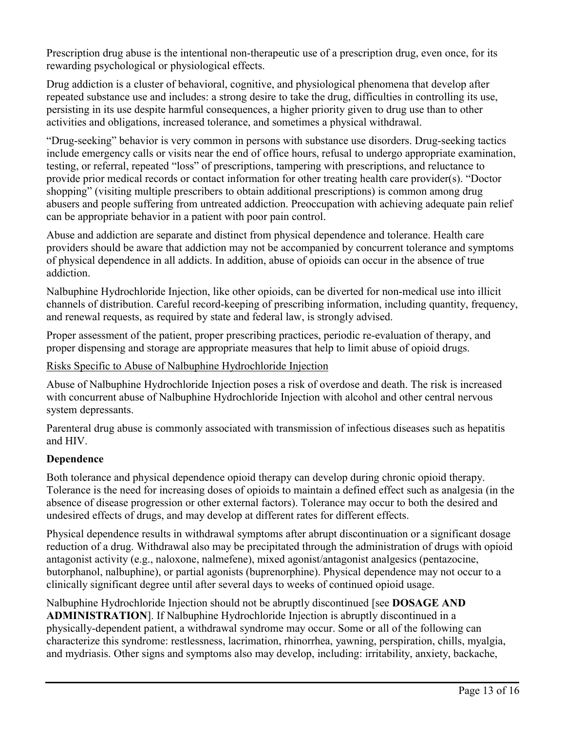Prescription drug abuse is the intentional non-therapeutic use of a prescription drug, even once, for its rewarding psychological or physiological effects.

Drug addiction is a cluster of behavioral, cognitive, and physiological phenomena that develop after repeated substance use and includes: a strong desire to take the drug, difficulties in controlling its use, persisting in its use despite harmful consequences, a higher priority given to drug use than to other activities and obligations, increased tolerance, and sometimes a physical withdrawal.

"Drug-seeking" behavior is very common in persons with substance use disorders. Drug-seeking tactics include emergency calls or visits near the end of office hours, refusal to undergo appropriate examination, testing, or referral, repeated "loss" of prescriptions, tampering with prescriptions, and reluctance to provide prior medical records or contact information for other treating health care provider(s). "Doctor shopping" (visiting multiple prescribers to obtain additional prescriptions) is common among drug abusers and people suffering from untreated addiction. Preoccupation with achieving adequate pain relief can be appropriate behavior in a patient with poor pain control.

Abuse and addiction are separate and distinct from physical dependence and tolerance. Health care providers should be aware that addiction may not be accompanied by concurrent tolerance and symptoms of physical dependence in all addicts. In addition, abuse of opioids can occur in the absence of true addiction.

Nalbuphine Hydrochloride Injection, like other opioids, can be diverted for non-medical use into illicit channels of distribution. Careful record-keeping of prescribing information, including quantity, frequency, and renewal requests, as required by state and federal law, is strongly advised.

Proper assessment of the patient, proper prescribing practices, periodic re-evaluation of therapy, and proper dispensing and storage are appropriate measures that help to limit abuse of opioid drugs.

<u>Risks Specific to Abuse of Nalbuphine Hydrochloride Injection</u>

Abuse of Nalbuphine Hydrochloride Injection poses a risk of overdose and death. The risk is increased with concurrent abuse of Nalbuphine Hydrochloride Injection with alcohol and other central nervous system depressants.

Parenteral drug abuse is commonly associated with transmission of infectious diseases such as hepatitis and HIV.

**Dependence**

Both tolerance and physical dependence opioid therapy can develop during chronic opioid therapy. Tolerance is the need for increasing doses of opioids to maintain a defined effect such as analgesia (in the absence of disease progression or other external factors). Tolerance may occur to both the desired and undesired effects of drugs, and may develop at different rates for different effects.

Physical dependence results in withdrawal symptoms after abrupt discontinuation or a significant dosage reduction of a drug. Withdrawal also may be precipitated through the administration of drugs with opioid antagonist activity (e.g., naloxone, nalmefene), mixed agonist/antagonist analgesics (pentazocine, butorphanol, nalbuphine), or partial agonists (buprenorphine). Physical dependence may not occur to a clinically significant degree until after several days to weeks of continued opioid usage.

Nalbuphine Hydrochloride Injection should not be abruptly discontinued [see **DOSAGE AND ADMINISTRATION**]. If Nalbuphine Hydrochloride Injection is abruptly discontinued in a physically-dependent patient, a withdrawal syndrome may occur. Some or all of the following can characterize this syndrome: restlessness, lacrimation, rhinorrhea, yawning, perspiration, chills, myalgia, and mydriasis. Other signs and symptoms also may develop, including: irritability, anxiety, backache,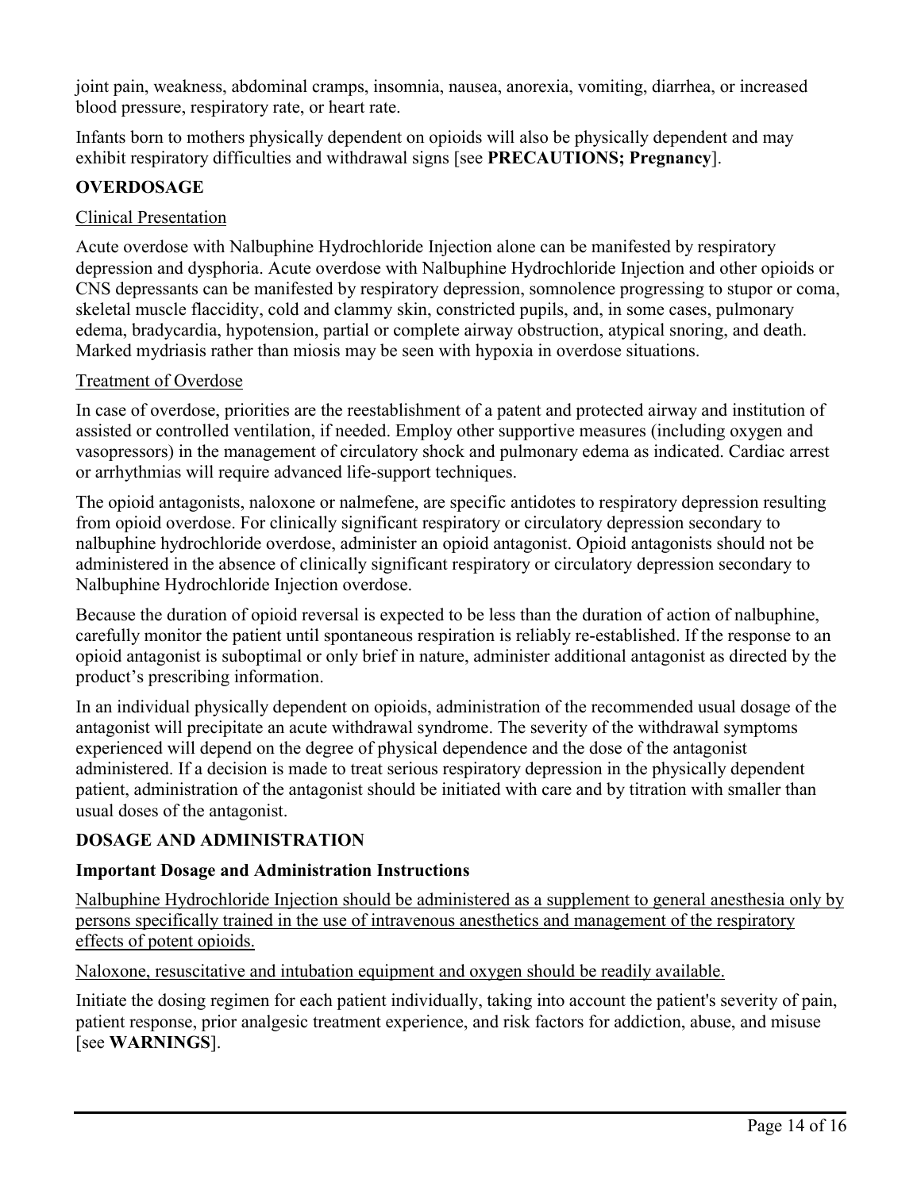joint pain, weakness, abdominal cramps, insomnia, nausea, anorexia, vomiting, diarrhea, or increased blood pressure, respiratory rate, or heart rate.

Infants born to mothers physically dependent on opioids will also be physically dependent and may exhibit respiratory difficulties and withdrawal signs [see **PRECAUTIONS; Pregnancy**].

## OVERDOSAGE

Clinical Presentation

Acute overdose with Nalbuphine Hydrochloride Injection alone can be manifested by respiratory depression and dysphoria. Acute overdose with Nalbuphine Hydrochloride Injection and other opioids or CNS depressants can be manifested by respiratory depression, somnolence progressing to stupor or coma, skeletal muscle flaccidity, cold and clammy skin, constricted pupils, and, in some cases, pulmonary edema, bradycardia, hypotension, partial or complete airway obstruction, atypical snoring, and death. Marked mydriasis rather than miosis may be seen with hypoxia in overdose situations.

Treatment of Overdose

In case of overdose, priorities are the reestablishment of a patent and protected airway and institution of assisted or controlled ventilation, if needed. Employ other supportive measures (including oxygen and vasopressors) in the management of circulatory shock and pulmonary edema as indicated. Cardiac arrest or arrhythmias will require advanced life-support techniques.

The opioid antagonists, naloxone or nalmefene, are specific antidotes to respiratory depression resulting from opioid overdose. For clinically significant respiratory or circulatory depression secondary to nalbuphine hydrochloride overdose, administer an opioid antagonist. Opioid antagonists should not be administered in the absence of clinically significant respiratory or circulatory depression secondary to Nalbuphine Hydrochloride Injection overdose.

Because the duration of opioid reversal is expected to be less than the duration of action of nalbuphine, carefully monitor the patient until spontaneous respiration is reliably re-established. If the response to an opioid antagonist is suboptimal or only brief in nature, administer additional antagonist as directed by the product's prescribing information.

In an individual physically dependent on opioids, administration of the recommended usual dosage of the antagonist will precipitate an acute withdrawal syndrome. The severity of the withdrawal symptoms experienced will depend on the degree of physical dependence and the dose of the antagonist administered. If a decision is made to treat serious respiratory depression in the physically dependent patient, administration of the antagonist should be initiated with care and by titration with smaller than usual doses of the antagonist.

## DOSAGE AND ADMINISTRATION

### Important Dosage and Administration Instructions

Nalbuphine Hydrochloride Injection should be administered as a supplement to general anesthesia only by persons specifically trained in the use of intravenous anesthetics and management of the respiratory effects of potent opioids.

Naloxone, resuscitative and intubation equipment and oxygen should be readily available.

Initiate the dosing regimen for each patient individually, taking into account the patient's severity of pain, patient response, prior analgesic treatment experience, and risk factors for addiction, abuse, and misuse [see **WARNINGS**].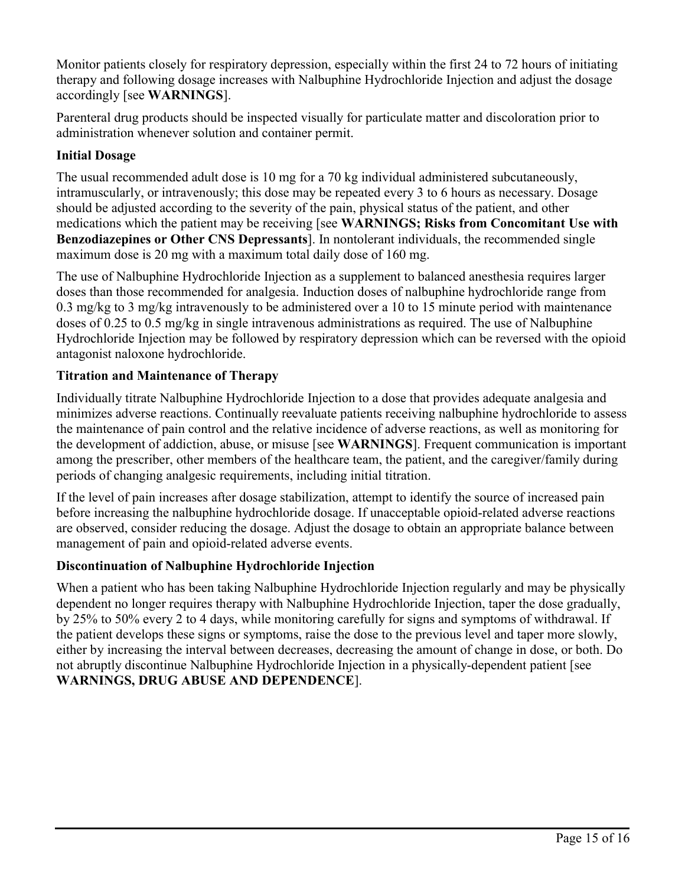Monitor patients closely for respiratory depression, especially within the first 24 to 72 hours of initiating therapy and following dosage increases with Nalbuphine Hydrochloride Injection and adjust the dosage accordingly [see **WARNINGS**].

Parenteral drug products should be inspected visually for particulate matter and discoloration prior to administration whenever solution and container permit.

**Initial Dosage**

The usual recommended adult dose is 10 mg for a 70 kg individual administered subcutaneously, intramuscularly, or intravenously; this dose may be repeated every 3 to 6 hours as necessary. Dosage should be adjusted according to the severity of the pain, physical status of the patient, and other medications which the patient may be receiving [see **WARNINGS; Risks from Concomitant Use with Benzodiazepines or Other CNS Depressants**]. In nontolerant individuals, the recommended single maximum dose is 20 mg with a maximum total daily dose of 160 mg.

The use of Nalbuphine Hydrochloride Injection as a supplement to balanced anesthesia requires larger doses than those recommended for analgesia. Induction doses of nalbuphine hydrochloride range from 0.3 mg/kg to 3 mg/kg intravenously to be administered over a 10 to 15 minute period with maintenance doses of 0.25 to 0.5 mg/kg in single intravenous administrations as required. The use of Nalbuphine Hydrochloride Injection may be followed by respiratory depression which can be reversed with the opioid antagonist naloxone hydrochloride.

**Titration and Maintenance of Therapy**

Individually titrate Nalbuphine Hydrochloride Injection to a dose that provides adequate analgesia and minimizes adverse reactions. Continually reevaluate patients receiving nalbuphine hydrochloride to assess the maintenance of pain control and the relative incidence of adverse reactions, as well as monitoring for the development of addiction, abuse, or misuse [see **WARNINGS**]. Frequent communication is important among the prescriber, other members of the healthcare team, the patient, and the caregiver/family during periods of changing analgesic requirements, including initial titration.

If the level of pain increases after dosage stabilization, attempt to identify the source of increased pain before increasing the nalbuphine hydrochloride dosage. If unacceptable opioid-related adverse reactions are observed, consider reducing the dosage. Adjust the dosage to obtain an appropriate balance between management of pain and opioid-related adverse events.

**Discontinuation of Nalbuphine Hydrochloride Injection**

When a patient who has been taking Nalbuphine Hydrochloride Injection regularly and may be physically dependent no longer requires therapy with Nalbuphine Hydrochloride Injection, taper the dose gradually, by 25% to 50% every 2 to 4 days, while monitoring carefully for signs and symptoms of withdrawal. If the patient develops these signs or symptoms, raise the dose to the previous level and taper more slowly, either by increasing the interval between decreases, decreasing the amount of change in dose, or both. Do not abruptly discontinue Nalbuphine Hydrochloride Injection in a physically-dependent patient [see **WARNINGS, DRUG ABUSE AND DEPENDENCE**].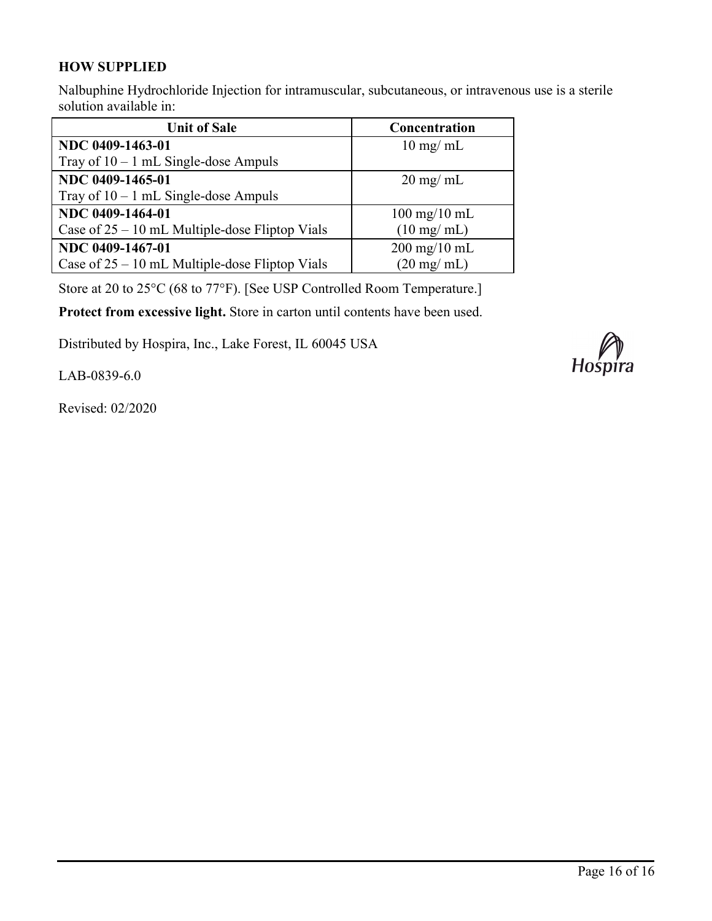## HOW SUPPLIED

Nalbuphine Hydrochloride Injection for intramuscular, subcutaneous, or intravenous use is a sterile solution available in:

| Unit of Sale | Concentration |
|---|---|
| **NDC 0409-1463-01**<br>Tray of 10 – 1 mL Single-dose Ampuls | 10 mg/ mL |
| **NDC 0409-1465-01**<br>Tray of 10 – 1 mL Single-dose Ampuls | 20 mg/ mL |
| **NDC 0409-1464-01**<br>Case of 25 – 10 mL Multiple-dose Fliptop Vials | 100 mg/10 mL<br>(10 mg/ mL) |
| **NDC 0409-1467-01**<br>Case of 25 – 10 mL Multiple-dose Fliptop Vials | 200 mg/10 mL<br>(20 mg/ mL) |

Store at 20 to 25°C (68 to 77°F). [See USP Controlled Room Temperature.]

**Protect from excessive light.** Store in carton until contents have been used.

Distributed by Hospira, Inc., Lake Forest, IL 60045 USA

Hospira

LAB-0839-6.0

Revised: 02/2020